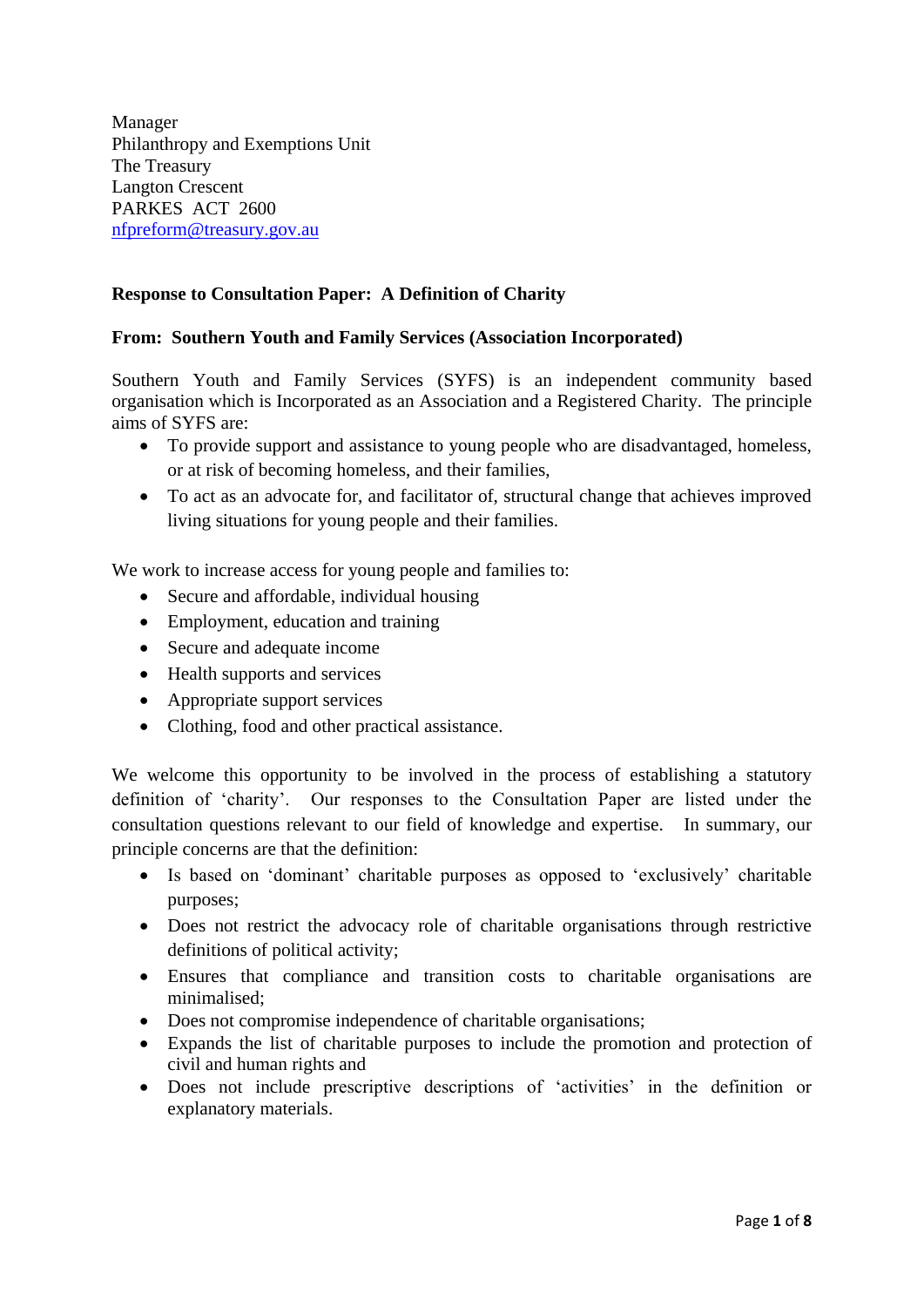Manager
Philanthropy and Exemptions Unit
The Treasury
Langton Crescent
PARKES ACT 2600
nfpreform@treasury.gov.au

**Response to Consultation Paper: A Definition of Charity**

**From: Southern Youth and Family Services (Association Incorporated)**

Southern Youth and Family Services (SYFS) is an independent community based organisation which is Incorporated as an Association and a Registered Charity. The principle aims of SYFS are:

- To provide support and assistance to young people who are disadvantaged, homeless, or at risk of becoming homeless, and their families,
- To act as an advocate for, and facilitator of, structural change that achieves improved living situations for young people and their families.

We work to increase access for young people and families to:

- Secure and affordable, individual housing
- Employment, education and training
- Secure and adequate income
- Health supports and services
- Appropriate support services
- Clothing, food and other practical assistance.

We welcome this opportunity to be involved in the process of establishing a statutory definition of 'charity'. Our responses to the Consultation Paper are listed under the consultation questions relevant to our field of knowledge and expertise. In summary, our principle concerns are that the definition:

- Is based on 'dominant' charitable purposes as opposed to 'exclusively' charitable purposes;
- Does not restrict the advocacy role of charitable organisations through restrictive definitions of political activity;
- Ensures that compliance and transition costs to charitable organisations are minimalised;
- Does not compromise independence of charitable organisations;
- Expands the list of charitable purposes to include the promotion and protection of civil and human rights and
- Does not include prescriptive descriptions of 'activities' in the definition or explanatory materials.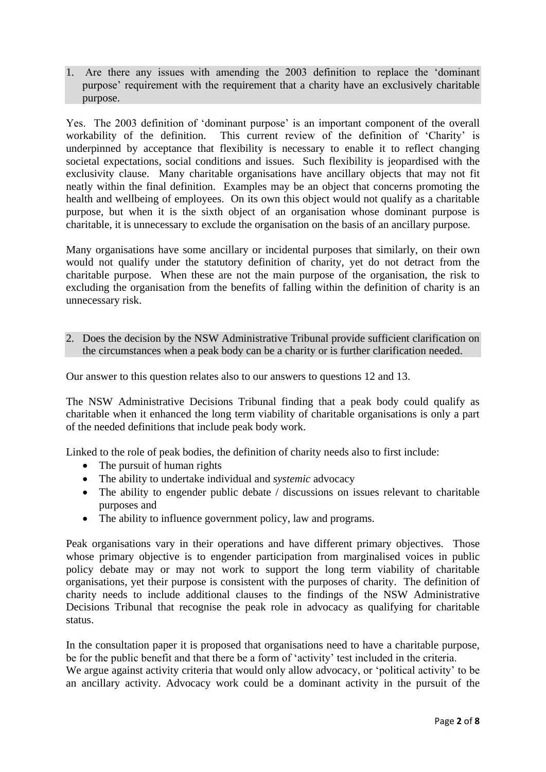1. Are there any issues with amending the 2003 definition to replace the 'dominant purpose' requirement with the requirement that a charity have an exclusively charitable purpose.

Yes. The 2003 definition of 'dominant purpose' is an important component of the overall workability of the definition. This current review of the definition of 'Charity' is underpinned by acceptance that flexibility is necessary to enable it to reflect changing societal expectations, social conditions and issues. Such flexibility is jeopardised with the exclusivity clause. Many charitable organisations have ancillary objects that may not fit neatly within the final definition. Examples may be an object that concerns promoting the health and wellbeing of employees. On its own this object would not qualify as a charitable purpose, but when it is the sixth object of an organisation whose dominant purpose is charitable, it is unnecessary to exclude the organisation on the basis of an ancillary purpose.

Many organisations have some ancillary or incidental purposes that similarly, on their own would not qualify under the statutory definition of charity, yet do not detract from the charitable purpose. When these are not the main purpose of the organisation, the risk to excluding the organisation from the benefits of falling within the definition of charity is an unnecessary risk.

2. Does the decision by the NSW Administrative Tribunal provide sufficient clarification on the circumstances when a peak body can be a charity or is further clarification needed.

Our answer to this question relates also to our answers to questions 12 and 13.

The NSW Administrative Decisions Tribunal finding that a peak body could qualify as charitable when it enhanced the long term viability of charitable organisations is only a part of the needed definitions that include peak body work.

Linked to the role of peak bodies, the definition of charity needs also to first include:

- The pursuit of human rights
- The ability to undertake individual and *systemic* advocacy
- The ability to engender public debate / discussions on issues relevant to charitable purposes and
- The ability to influence government policy, law and programs.

Peak organisations vary in their operations and have different primary objectives. Those whose primary objective is to engender participation from marginalised voices in public policy debate may or may not work to support the long term viability of charitable organisations, yet their purpose is consistent with the purposes of charity. The definition of charity needs to include additional clauses to the findings of the NSW Administrative Decisions Tribunal that recognise the peak role in advocacy as qualifying for charitable status.

In the consultation paper it is proposed that organisations need to have a charitable purpose, be for the public benefit and that there be a form of 'activity' test included in the criteria.
We argue against activity criteria that would only allow advocacy, or 'political activity' to be an ancillary activity. Advocacy work could be a dominant activity in the pursuit of the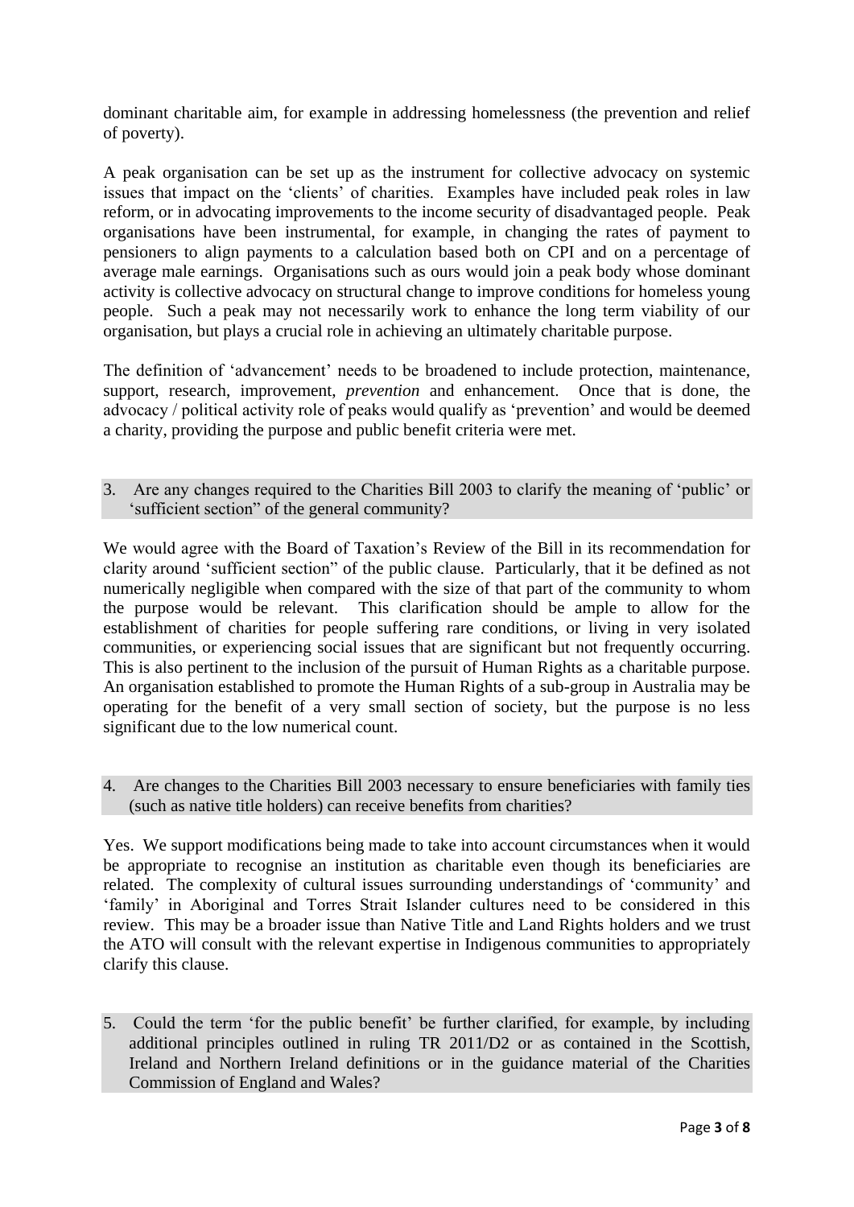dominant charitable aim, for example in addressing homelessness (the prevention and relief of poverty).

A peak organisation can be set up as the instrument for collective advocacy on systemic issues that impact on the 'clients' of charities. Examples have included peak roles in law reform, or in advocating improvements to the income security of disadvantaged people. Peak organisations have been instrumental, for example, in changing the rates of payment to pensioners to align payments to a calculation based both on CPI and on a percentage of average male earnings. Organisations such as ours would join a peak body whose dominant activity is collective advocacy on structural change to improve conditions for homeless young people. Such a peak may not necessarily work to enhance the long term viability of our organisation, but plays a crucial role in achieving an ultimately charitable purpose.

The definition of 'advancement' needs to be broadened to include protection, maintenance, support, research, improvement, *prevention* and enhancement. Once that is done, the advocacy / political activity role of peaks would qualify as 'prevention' and would be deemed a charity, providing the purpose and public benefit criteria were met.

3. Are any changes required to the Charities Bill 2003 to clarify the meaning of 'public' or 'sufficient section" of the general community?

We would agree with the Board of Taxation's Review of the Bill in its recommendation for clarity around 'sufficient section" of the public clause. Particularly, that it be defined as not numerically negligible when compared with the size of that part of the community to whom the purpose would be relevant. This clarification should be ample to allow for the establishment of charities for people suffering rare conditions, or living in very isolated communities, or experiencing social issues that are significant but not frequently occurring. This is also pertinent to the inclusion of the pursuit of Human Rights as a charitable purpose. An organisation established to promote the Human Rights of a sub-group in Australia may be operating for the benefit of a very small section of society, but the purpose is no less significant due to the low numerical count.

4. Are changes to the Charities Bill 2003 necessary to ensure beneficiaries with family ties (such as native title holders) can receive benefits from charities?

Yes. We support modifications being made to take into account circumstances when it would be appropriate to recognise an institution as charitable even though its beneficiaries are related. The complexity of cultural issues surrounding understandings of 'community' and 'family' in Aboriginal and Torres Strait Islander cultures need to be considered in this review. This may be a broader issue than Native Title and Land Rights holders and we trust the ATO will consult with the relevant expertise in Indigenous communities to appropriately clarify this clause.

5. Could the term 'for the public benefit' be further clarified, for example, by including additional principles outlined in ruling TR 2011/D2 or as contained in the Scottish, Ireland and Northern Ireland definitions or in the guidance material of the Charities Commission of England and Wales?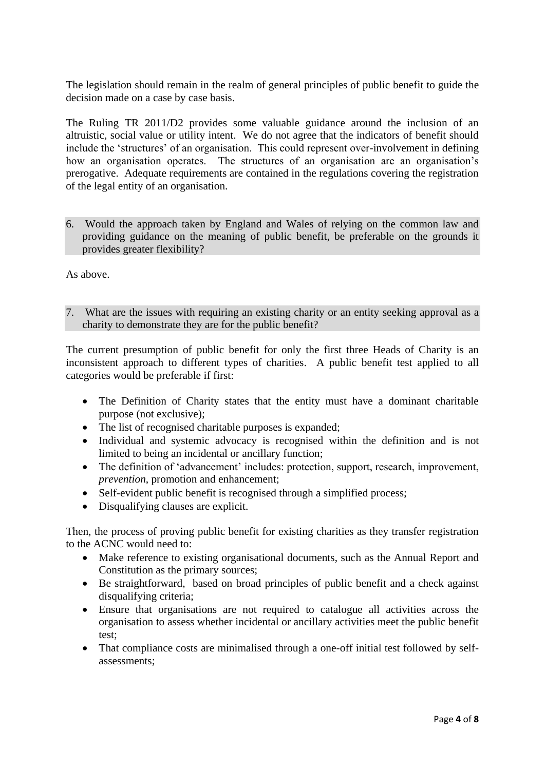The legislation should remain in the realm of general principles of public benefit to guide the decision made on a case by case basis.

The Ruling TR 2011/D2 provides some valuable guidance around the inclusion of an altruistic, social value or utility intent. We do not agree that the indicators of benefit should include the 'structures' of an organisation. This could represent over-involvement in defining how an organisation operates. The structures of an organisation are an organisation's prerogative. Adequate requirements are contained in the regulations covering the registration of the legal entity of an organisation.

6. Would the approach taken by England and Wales of relying on the common law and providing guidance on the meaning of public benefit, be preferable on the grounds it provides greater flexibility?

As above.

7. What are the issues with requiring an existing charity or an entity seeking approval as a charity to demonstrate they are for the public benefit?

The current presumption of public benefit for only the first three Heads of Charity is an inconsistent approach to different types of charities. A public benefit test applied to all categories would be preferable if first:

- The Definition of Charity states that the entity must have a dominant charitable purpose (not exclusive);
- The list of recognised charitable purposes is expanded;
- Individual and systemic advocacy is recognised within the definition and is not limited to being an incidental or ancillary function;
- The definition of 'advancement' includes: protection, support, research, improvement, *prevention*, promotion and enhancement;
- Self-evident public benefit is recognised through a simplified process;
- Disqualifying clauses are explicit.

Then, the process of proving public benefit for existing charities as they transfer registration to the ACNC would need to:

- Make reference to existing organisational documents, such as the Annual Report and Constitution as the primary sources;
- Be straightforward, based on broad principles of public benefit and a check against disqualifying criteria;
- Ensure that organisations are not required to catalogue all activities across the organisation to assess whether incidental or ancillary activities meet the public benefit test;
- That compliance costs are minimalised through a one-off initial test followed by self-assessments;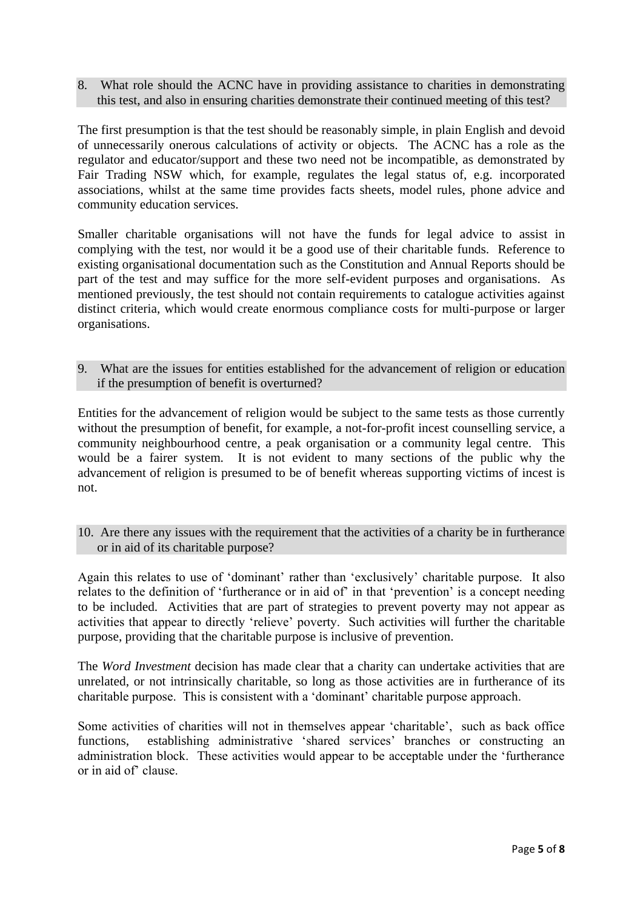## 8. What role should the ACNC have in providing assistance to charities in demonstrating this test, and also in ensuring charities demonstrate their continued meeting of this test?

The first presumption is that the test should be reasonably simple, in plain English and devoid of unnecessarily onerous calculations of activity or objects. The ACNC has a role as the regulator and educator/support and these two need not be incompatible, as demonstrated by Fair Trading NSW which, for example, regulates the legal status of, e.g. incorporated associations, whilst at the same time provides facts sheets, model rules, phone advice and community education services.

Smaller charitable organisations will not have the funds for legal advice to assist in complying with the test, nor would it be a good use of their charitable funds. Reference to existing organisational documentation such as the Constitution and Annual Reports should be part of the test and may suffice for the more self-evident purposes and organisations. As mentioned previously, the test should not contain requirements to catalogue activities against distinct criteria, which would create enormous compliance costs for multi-purpose or larger organisations.

## 9. What are the issues for entities established for the advancement of religion or education if the presumption of benefit is overturned?

Entities for the advancement of religion would be subject to the same tests as those currently without the presumption of benefit, for example, a not-for-profit incest counselling service, a community neighbourhood centre, a peak organisation or a community legal centre. This would be a fairer system. It is not evident to many sections of the public why the advancement of religion is presumed to be of benefit whereas supporting victims of incest is not.

## 10. Are there any issues with the requirement that the activities of a charity be in furtherance or in aid of its charitable purpose?

Again this relates to use of 'dominant' rather than 'exclusively' charitable purpose. It also relates to the definition of 'furtherance or in aid of' in that 'prevention' is a concept needing to be included. Activities that are part of strategies to prevent poverty may not appear as activities that appear to directly 'relieve' poverty. Such activities will further the charitable purpose, providing that the charitable purpose is inclusive of prevention.

The *Word Investment* decision has made clear that a charity can undertake activities that are unrelated, or not intrinsically charitable, so long as those activities are in furtherance of its charitable purpose. This is consistent with a 'dominant' charitable purpose approach.

Some activities of charities will not in themselves appear 'charitable', such as back office functions, establishing administrative 'shared services' branches or constructing an administration block. These activities would appear to be acceptable under the 'furtherance or in aid of' clause.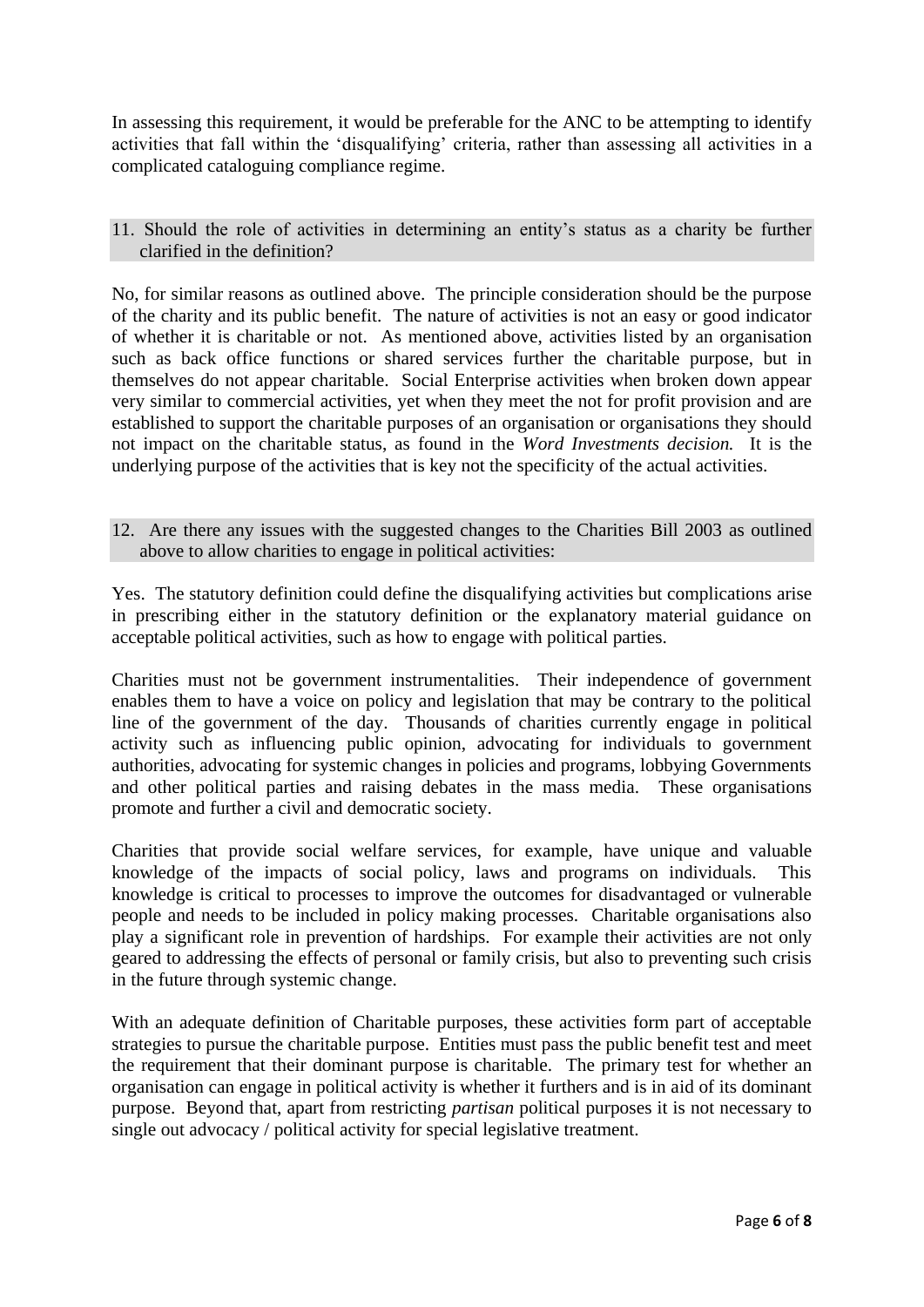In assessing this requirement, it would be preferable for the ANC to be attempting to identify activities that fall within the 'disqualifying' criteria, rather than assessing all activities in a complicated cataloguing compliance regime.

### 11. Should the role of activities in determining an entity's status as a charity be further clarified in the definition?

No, for similar reasons as outlined above. The principle consideration should be the purpose of the charity and its public benefit. The nature of activities is not an easy or good indicator of whether it is charitable or not. As mentioned above, activities listed by an organisation such as back office functions or shared services further the charitable purpose, but in themselves do not appear charitable. Social Enterprise activities when broken down appear very similar to commercial activities, yet when they meet the not for profit provision and are established to support the charitable purposes of an organisation or organisations they should not impact on the charitable status, as found in the *Word Investments decision.* It is the underlying purpose of the activities that is key not the specificity of the actual activities.

### 12. Are there any issues with the suggested changes to the Charities Bill 2003 as outlined above to allow charities to engage in political activities:

Yes. The statutory definition could define the disqualifying activities but complications arise in prescribing either in the statutory definition or the explanatory material guidance on acceptable political activities, such as how to engage with political parties.

Charities must not be government instrumentalities. Their independence of government enables them to have a voice on policy and legislation that may be contrary to the political line of the government of the day. Thousands of charities currently engage in political activity such as influencing public opinion, advocating for individuals to government authorities, advocating for systemic changes in policies and programs, lobbying Governments and other political parties and raising debates in the mass media. These organisations promote and further a civil and democratic society.

Charities that provide social welfare services, for example, have unique and valuable knowledge of the impacts of social policy, laws and programs on individuals. This knowledge is critical to processes to improve the outcomes for disadvantaged or vulnerable people and needs to be included in policy making processes. Charitable organisations also play a significant role in prevention of hardships. For example their activities are not only geared to addressing the effects of personal or family crisis, but also to preventing such crisis in the future through systemic change.

With an adequate definition of Charitable purposes, these activities form part of acceptable strategies to pursue the charitable purpose. Entities must pass the public benefit test and meet the requirement that their dominant purpose is charitable. The primary test for whether an organisation can engage in political activity is whether it furthers and is in aid of its dominant purpose. Beyond that, apart from restricting *partisan* political purposes it is not necessary to single out advocacy / political activity for special legislative treatment.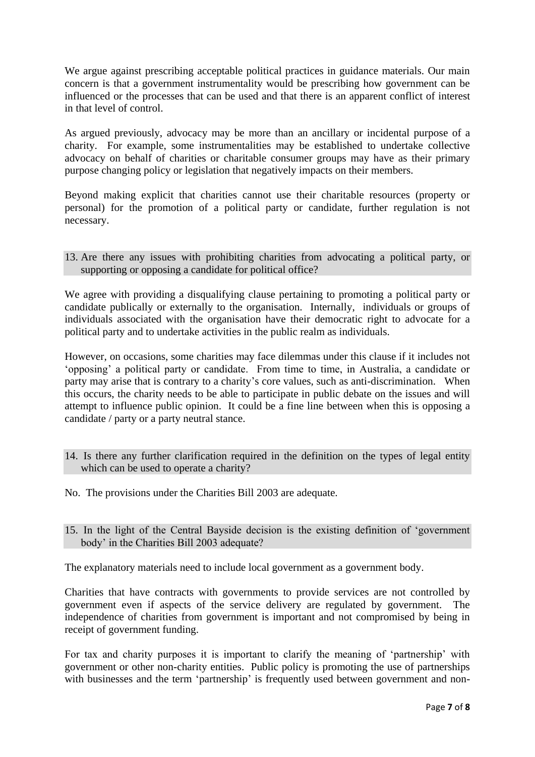We argue against prescribing acceptable political practices in guidance materials. Our main concern is that a government instrumentality would be prescribing how government can be influenced or the processes that can be used and that there is an apparent conflict of interest in that level of control.

As argued previously, advocacy may be more than an ancillary or incidental purpose of a charity. For example, some instrumentalities may be established to undertake collective advocacy on behalf of charities or charitable consumer groups may have as their primary purpose changing policy or legislation that negatively impacts on their members.

Beyond making explicit that charities cannot use their charitable resources (property or personal) for the promotion of a political party or candidate, further regulation is not necessary.

13. Are there any issues with prohibiting charities from advocating a political party, or supporting or opposing a candidate for political office?

We agree with providing a disqualifying clause pertaining to promoting a political party or candidate publically or externally to the organisation. Internally, individuals or groups of individuals associated with the organisation have their democratic right to advocate for a political party and to undertake activities in the public realm as individuals.

However, on occasions, some charities may face dilemmas under this clause if it includes not 'opposing' a political party or candidate. From time to time, in Australia, a candidate or party may arise that is contrary to a charity's core values, such as anti-discrimination. When this occurs, the charity needs to be able to participate in public debate on the issues and will attempt to influence public opinion. It could be a fine line between when this is opposing a candidate / party or a party neutral stance.

14. Is there any further clarification required in the definition on the types of legal entity which can be used to operate a charity?

No. The provisions under the Charities Bill 2003 are adequate.

15. In the light of the Central Bayside decision is the existing definition of 'government body' in the Charities Bill 2003 adequate?

The explanatory materials need to include local government as a government body.

Charities that have contracts with governments to provide services are not controlled by government even if aspects of the service delivery are regulated by government. The independence of charities from government is important and not compromised by being in receipt of government funding.

For tax and charity purposes it is important to clarify the meaning of 'partnership' with government or other non-charity entities. Public policy is promoting the use of partnerships with businesses and the term 'partnership' is frequently used between government and non-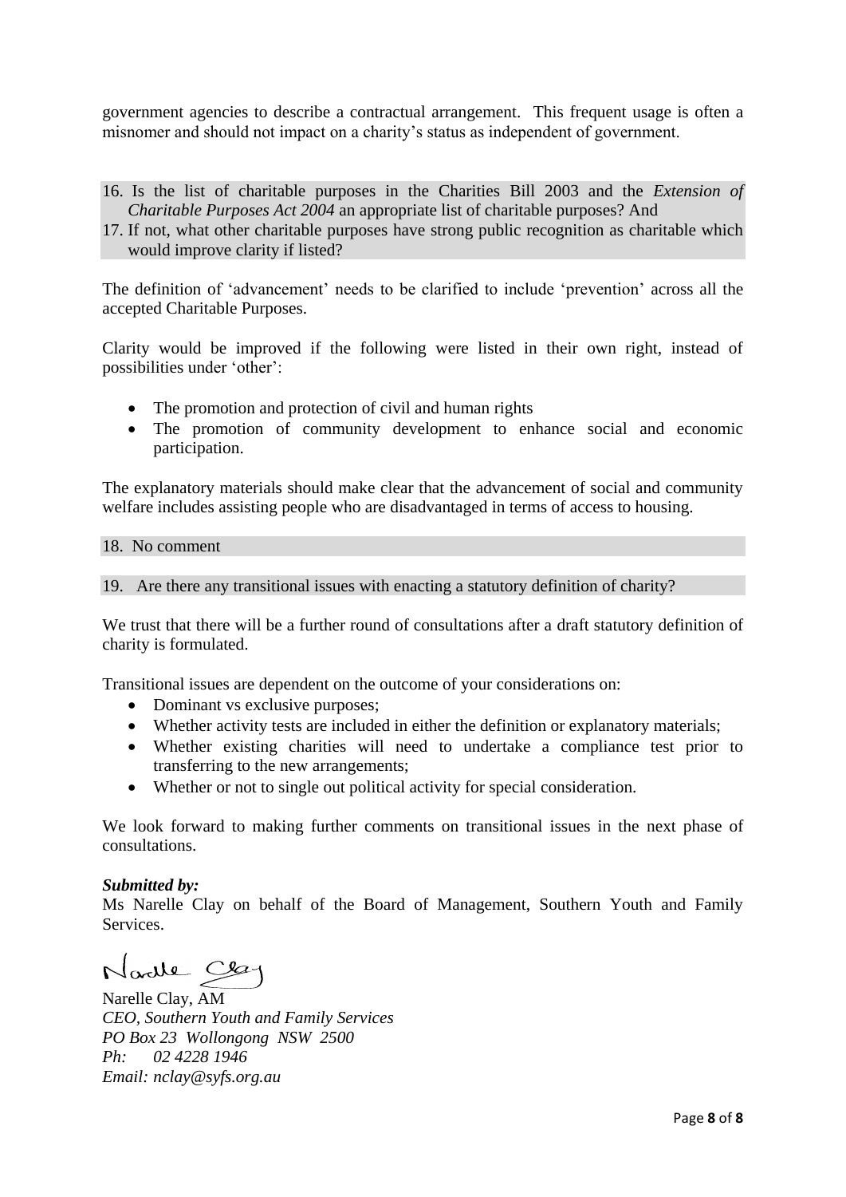government agencies to describe a contractual arrangement. This frequent usage is often a misnomer and should not impact on a charity's status as independent of government.

16. Is the list of charitable purposes in the Charities Bill 2003 and the *Extension of Charitable Purposes Act 2004* an appropriate list of charitable purposes? And
17. If not, what other charitable purposes have strong public recognition as charitable which would improve clarity if listed?

The definition of 'advancement' needs to be clarified to include 'prevention' across all the accepted Charitable Purposes.

Clarity would be improved if the following were listed in their own right, instead of possibilities under 'other':

- The promotion and protection of civil and human rights
- The promotion of community development to enhance social and economic participation.

The explanatory materials should make clear that the advancement of social and community welfare includes assisting people who are disadvantaged in terms of access to housing.

18. No comment

19. Are there any transitional issues with enacting a statutory definition of charity?

We trust that there will be a further round of consultations after a draft statutory definition of charity is formulated.

Transitional issues are dependent on the outcome of your considerations on:

- Dominant vs exclusive purposes;
- Whether activity tests are included in either the definition or explanatory materials;
- Whether existing charities will need to undertake a compliance test prior to transferring to the new arrangements;
- Whether or not to single out political activity for special consideration.

We look forward to making further comments on transitional issues in the next phase of consultations.

***Submitted by:***

Ms Narelle Clay on behalf of the Board of Management, Southern Youth and Family Services.

Narelle Clay

Narelle Clay, AM
*CEO, Southern Youth and Family Services*
*PO Box 23 Wollongong NSW 2500*
*Ph: 02 4228 1946*
*Email: nclay@syfs.org.au*